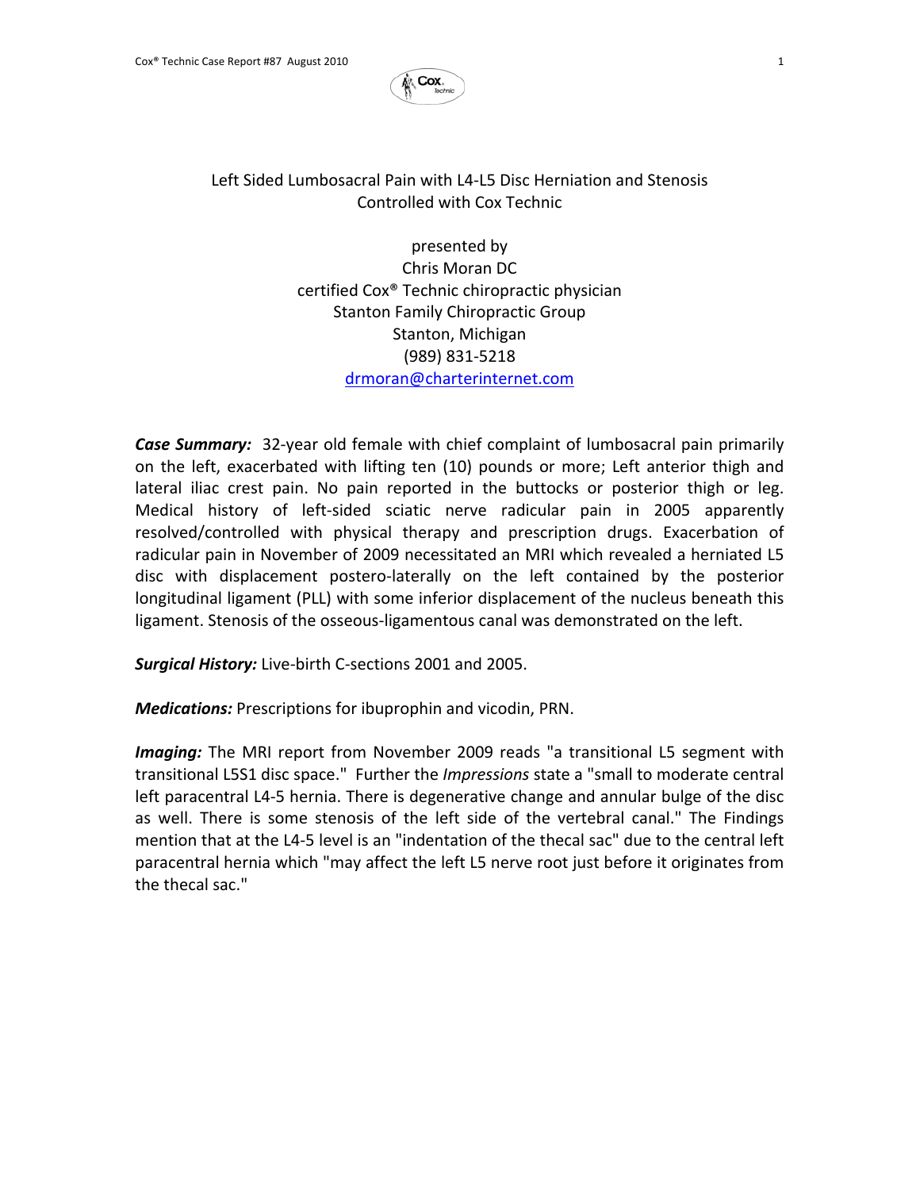# Left Sided Lumbosacral Pain with L4-L5 Disc Herniation and Stenosis Controlled with Cox Technic

presented by
Chris Moran DC
certified Cox® Technic chiropractic physician
Stanton Family Chiropractic Group
Stanton, Michigan
(989) 831-5218
drmoran@charterinternet.com

***Case Summary:*** 32-year old female with chief complaint of lumbosacral pain primarily on the left, exacerbated with lifting ten (10) pounds or more; Left anterior thigh and lateral iliac crest pain. No pain reported in the buttocks or posterior thigh or leg. Medical history of left-sided sciatic nerve radicular pain in 2005 apparently resolved/controlled with physical therapy and prescription drugs. Exacerbation of radicular pain in November of 2009 necessitated an MRI which revealed a herniated L5 disc with displacement postero-laterally on the left contained by the posterior longitudinal ligament (PLL) with some inferior displacement of the nucleus beneath this ligament. Stenosis of the osseous-ligamentous canal was demonstrated on the left.

***Surgical History:*** Live-birth C-sections 2001 and 2005.

***Medications:*** Prescriptions for ibuprophin and vicodin, PRN.

***Imaging:*** The MRI report from November 2009 reads "a transitional L5 segment with transitional L5S1 disc space." Further the *Impressions* state a "small to moderate central left paracentral L4-5 hernia. There is degenerative change and annular bulge of the disc as well. There is some stenosis of the left side of the vertebral canal." The Findings mention that at the L4-5 level is an "indentation of the thecal sac" due to the central left paracentral hernia which "may affect the left L5 nerve root just before it originates from the thecal sac."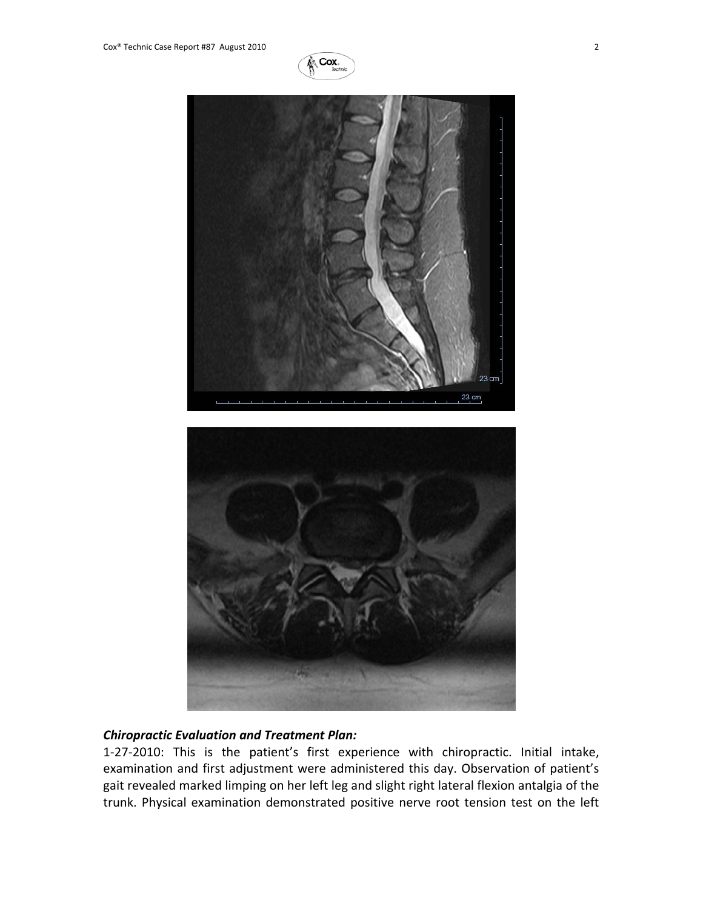### *Chiropractic Evaluation and Treatment Plan:*

1-27-2010: This is the patient's first experience with chiropractic. Initial intake, examination and first adjustment were administered this day. Observation of patient's gait revealed marked limping on her left leg and slight right lateral flexion antalgia of the trunk. Physical examination demonstrated positive nerve root tension test on the left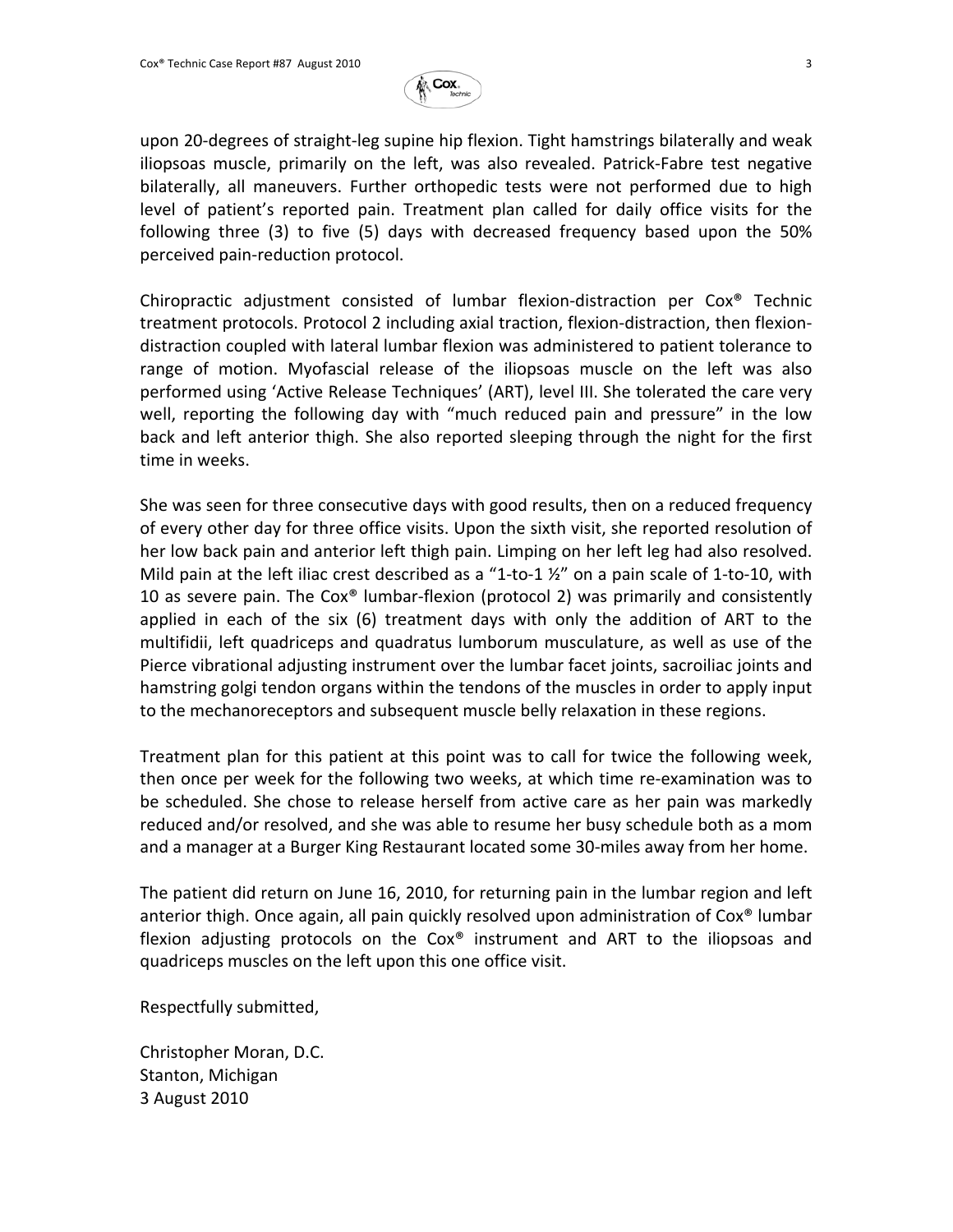upon 20-degrees of straight-leg supine hip flexion. Tight hamstrings bilaterally and weak iliopsoas muscle, primarily on the left, was also revealed. Patrick-Fabre test negative bilaterally, all maneuvers. Further orthopedic tests were not performed due to high level of patient's reported pain. Treatment plan called for daily office visits for the following three (3) to five (5) days with decreased frequency based upon the 50% perceived pain-reduction protocol.

Chiropractic adjustment consisted of lumbar flexion-distraction per Cox® Technic treatment protocols. Protocol 2 including axial traction, flexion-distraction, then flexion-distraction coupled with lateral lumbar flexion was administered to patient tolerance to range of motion. Myofascial release of the iliopsoas muscle on the left was also performed using 'Active Release Techniques' (ART), level III. She tolerated the care very well, reporting the following day with "much reduced pain and pressure" in the low back and left anterior thigh. She also reported sleeping through the night for the first time in weeks.

She was seen for three consecutive days with good results, then on a reduced frequency of every other day for three office visits. Upon the sixth visit, she reported resolution of her low back pain and anterior left thigh pain. Limping on her left leg had also resolved. Mild pain at the left iliac crest described as a "1-to-1 ½" on a pain scale of 1-to-10, with 10 as severe pain. The Cox® lumbar-flexion (protocol 2) was primarily and consistently applied in each of the six (6) treatment days with only the addition of ART to the multifidii, left quadriceps and quadratus lumborum musculature, as well as use of the Pierce vibrational adjusting instrument over the lumbar facet joints, sacroiliac joints and hamstring golgi tendon organs within the tendons of the muscles in order to apply input to the mechanoreceptors and subsequent muscle belly relaxation in these regions.

Treatment plan for this patient at this point was to call for twice the following week, then once per week for the following two weeks, at which time re-examination was to be scheduled. She chose to release herself from active care as her pain was markedly reduced and/or resolved, and she was able to resume her busy schedule both as a mom and a manager at a Burger King Restaurant located some 30-miles away from her home.

The patient did return on June 16, 2010, for returning pain in the lumbar region and left anterior thigh. Once again, all pain quickly resolved upon administration of Cox® lumbar flexion adjusting protocols on the Cox® instrument and ART to the iliopsoas and quadriceps muscles on the left upon this one office visit.

Respectfully submitted,

Christopher Moran, D.C.  
Stanton, Michigan  
3 August 2010